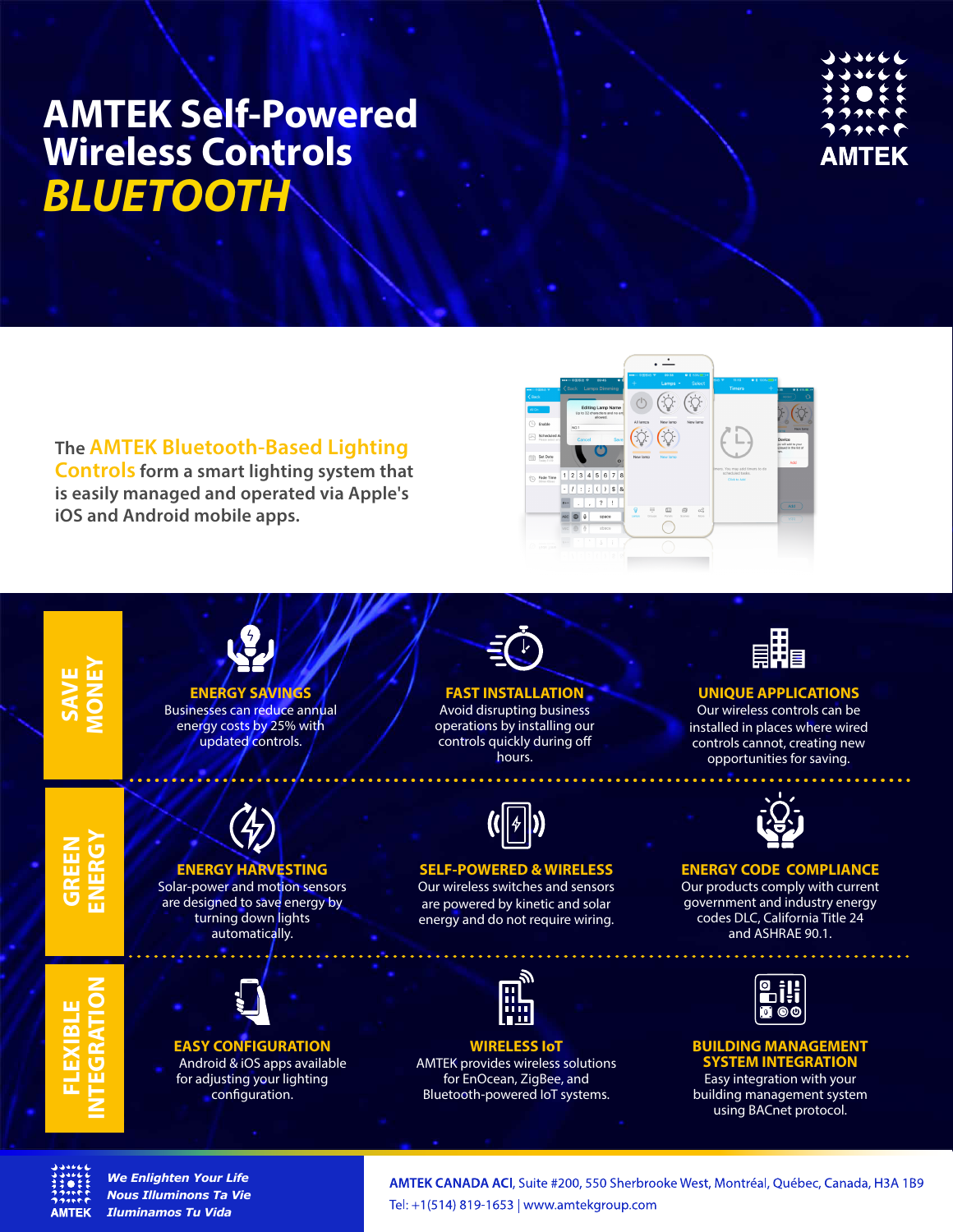# AMTEK Self-Powered Wireless Controls

# *BLUETOOTH*

AMTEK

The **AMTEK Bluetooth-Based Lighting Controls** form a smart lighting system that is easily managed and operated via Apple's iOS and Android mobile apps.

## SAVE MONEY

### ENERGY SAVINGS

Businesses can reduce annual energy costs by 25% with updated controls.

### FAST INSTALLATION

Avoid disrupting business operations by installing our controls quickly during off hours.

### UNIQUE APPLICATIONS

Our wireless controls can be installed in places where wired controls cannot, creating new opportunities for saving.

## GREEN ENERGY

### ENERGY HARVESTING

Solar-power and motion sensors are designed to save energy by turning down lights automatically.

### SELF-POWERED & WIRELESS

Our wireless switches and sensors are powered by kinetic and solar energy and do not require wiring.

### ENERGY CODE COMPLIANCE

Our products comply with current government and industry energy codes DLC, California Title 24 and ASHRAE 90.1.

## FLEXIBLE INTEGRATION

### EASY CONFIGURATION

Android & iOS apps available for adjusting your lighting configuration.

### WIRELESS IoT

AMTEK provides wireless solutions for EnOcean, ZigBee, and Bluetooth-powered IoT systems.

### BUILDING MANAGEMENT SYSTEM INTEGRATION

Easy integration with your building management system using BACnet protocol.

AMTEK

***We Enlighten Your Life***
***Nous Illuminons Ta Vie***
***Iluminamos Tu Vida***

**AMTEK CANADA ACI**, Suite #200, 550 Sherbrooke West, Montréal, Québec, Canada, H3A 1B9
Tel: +1(514) 819-1653 | www.amtekgroup.com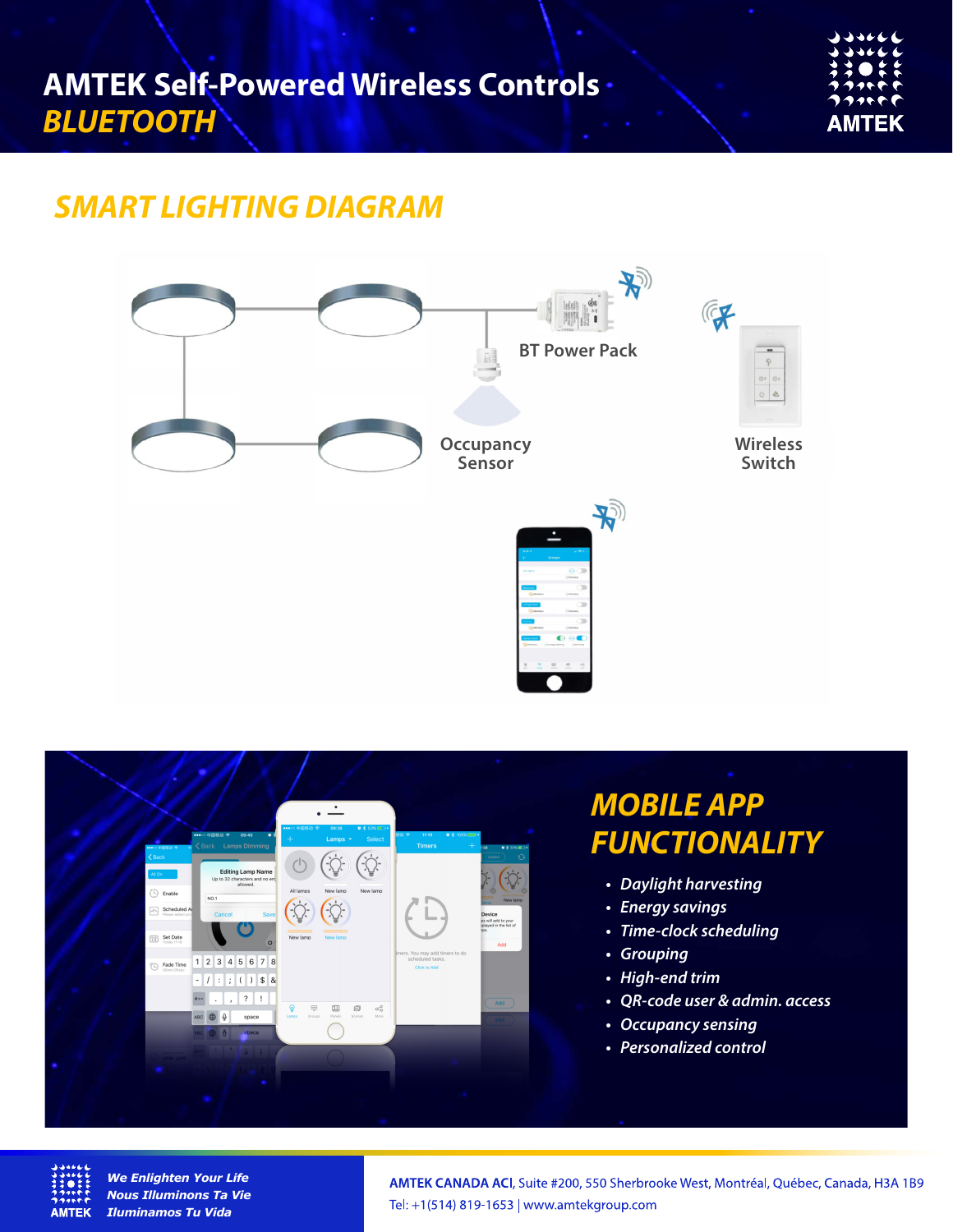# AMTEK Self-Powered Wireless Controls
## *BLUETOOTH*

## *SMART LIGHTING DIAGRAM*

BT Power Pack

Occupancy Sensor

Wireless Switch

## *MOBILE APP FUNCTIONALITY*

- *Daylight harvesting*
- *Energy savings*
- *Time-clock scheduling*
- *Grouping*
- *High-end trim*
- *QR-code user & admin. access*
- *Occupancy sensing*
- *Personalized control*

*We Enlighten Your Life*
*Nous Illuminons Ta Vie*
*Iluminamos Tu Vida*

**AMTEK CANADA ACI**, Suite #200, 550 Sherbrooke West, Montréal, Québec, Canada, H3A 1B9
Tel: +1(514) 819-1653 | www.amtekgroup.com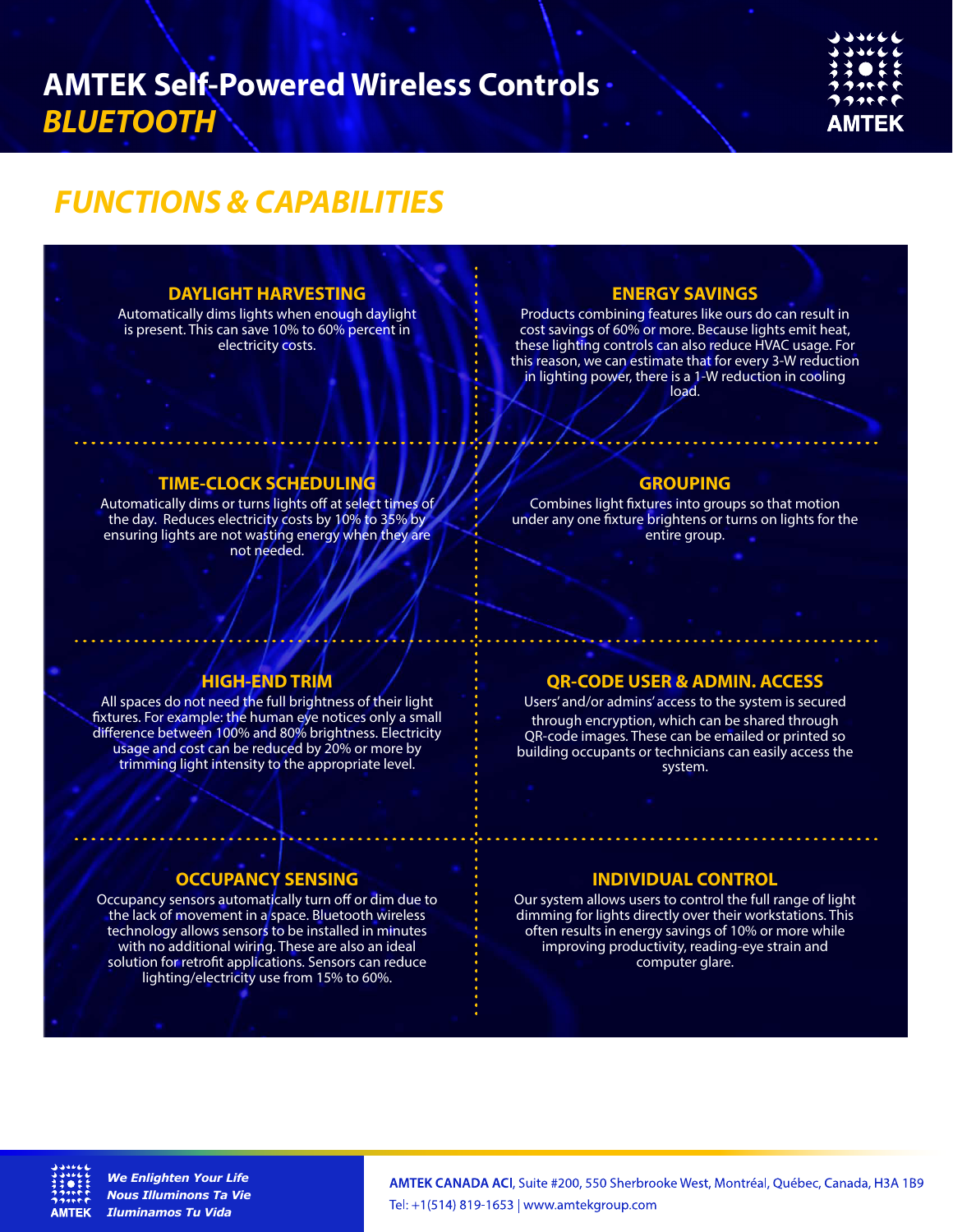# AMTEK Self-Powered Wireless Controls

## *BLUETOOTH*

## *FUNCTIONS & CAPABILITIES*

### DAYLIGHT HARVESTING

Automatically dims lights when enough daylight is present. This can save 10% to 60% percent in electricity costs.

### ENERGY SAVINGS

Products combining features like ours do can result in cost savings of 60% or more. Because lights emit heat, these lighting controls can also reduce HVAC usage. For this reason, we can estimate that for every 3-W reduction in lighting power, there is a 1-W reduction in cooling load.

### TIME-CLOCK SCHEDULING

Automatically dims or turns lights off at select times of the day. Reduces electricity costs by 10% to 35% by ensuring lights are not wasting energy when they are not needed.

### GROUPING

Combines light fixtures into groups so that motion under any one fixture brightens or turns on lights for the entire group.

### HIGH-END TRIM

All spaces do not need the full brightness of their light fixtures. For example: the human eye notices only a small difference between 100% and 80% brightness. Electricity usage and cost can be reduced by 20% or more by trimming light intensity to the appropriate level.

### QR-CODE USER & ADMIN. ACCESS

Users' and/or admins' access to the system is secured through encryption, which can be shared through QR-code images. These can be emailed or printed so building occupants or technicians can easily access the system.

### OCCUPANCY SENSING

Occupancy sensors automatically turn off or dim due to the lack of movement in a space. Bluetooth wireless technology allows sensors to be installed in minutes with no additional wiring. These are also an ideal solution for retrofit applications. Sensors can reduce lighting/electricity use from 15% to 60%.

### INDIVIDUAL CONTROL

Our system allows users to control the full range of light dimming for lights directly over their workstations. This often results in energy savings of 10% or more while improving productivity, reading-eye strain and computer glare.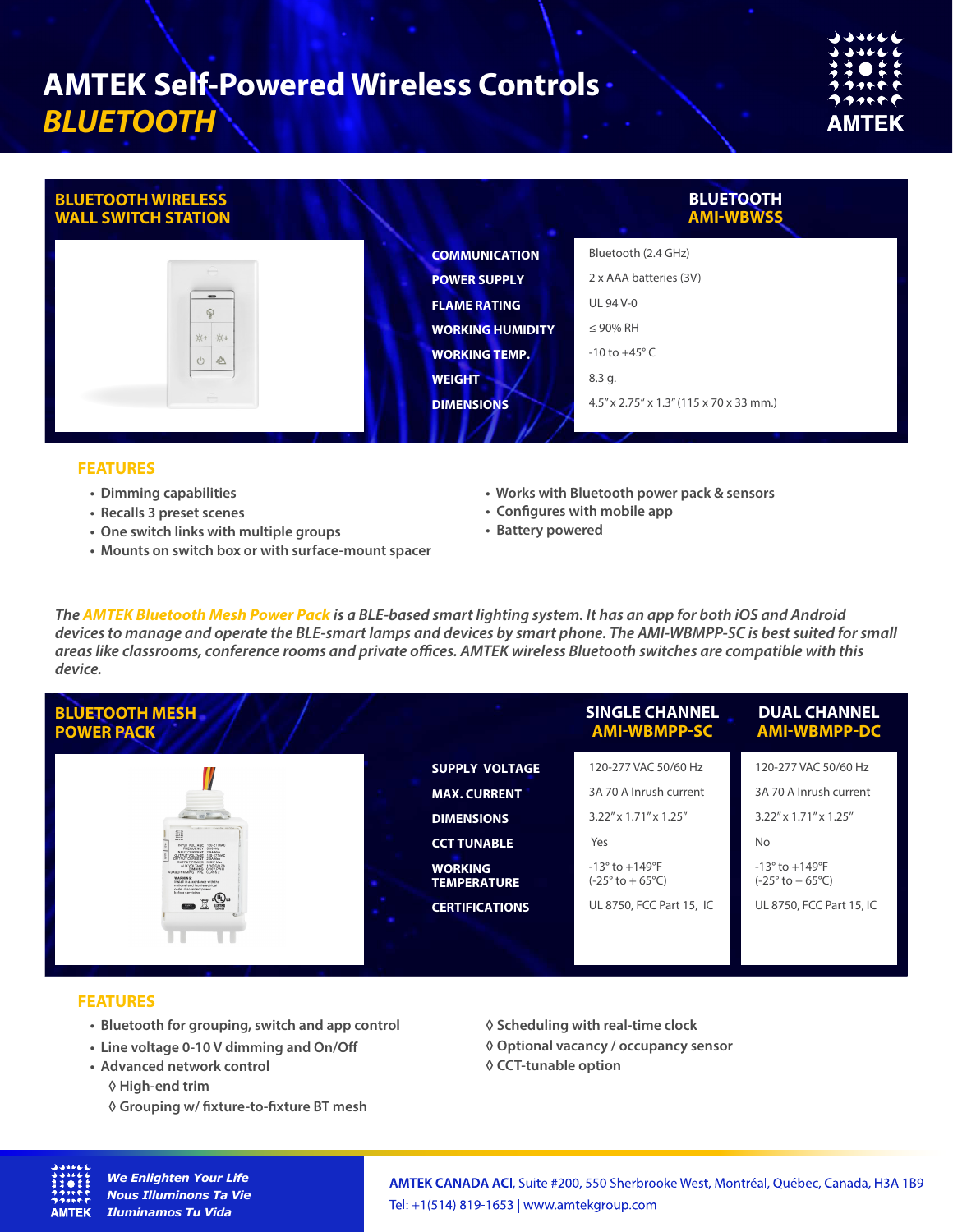# AMTEK Self-Powered Wireless Controls
## *BLUETOOTH*

## BLUETOOTH WIRELESS WALL SWITCH STATION

| | BLUETOOTH AMI-WBWSS |
|---|---|
| **COMMUNICATION** | Bluetooth (2.4 GHz) |
| **POWER SUPPLY** | 2 x AAA batteries (3V) |
| **FLAME RATING** | UL 94 V-0 |
| **WORKING HUMIDITY** | ≤ 90% RH |
| **WORKING TEMP.** | -10 to +45° C |
| **WEIGHT** | 8.3 g. |
| **DIMENSIONS** | 4.5" x 2.75" x 1.3" (115 x 70 x 33 mm.) |

### FEATURES

- Dimming capabilities
- Recalls 3 preset scenes
- One switch links with multiple groups
- Mounts on switch box or with surface-mount spacer
- Works with Bluetooth power pack & sensors
- Configures with mobile app
- Battery powered

*The **AMTEK Bluetooth Mesh Power Pack** is a BLE-based smart lighting system. It has an app for both iOS and Android devices to manage and operate the BLE-smart lamps and devices by smart phone. The AMI-WBMPP-SC is best suited for small areas like classrooms, conference rooms and private offices. AMTEK wireless Bluetooth switches are compatible with this device.*

## BLUETOOTH MESH POWER PACK

| | SINGLE CHANNEL AMI-WBMPP-SC | DUAL CHANNEL AMI-WBMPP-DC |
|---|---|---|
| **SUPPLY VOLTAGE** | 120-277 VAC 50/60 Hz | 120-277 VAC 50/60 Hz |
| **MAX. CURRENT** | 3A 70 A Inrush current | 3A 70 A Inrush current |
| **DIMENSIONS** | 3.22" x 1.71" x 1.25" | 3.22" x 1.71" x 1.25" |
| **CCT TUNABLE** | Yes | No |
| **WORKING TEMPERATURE** | -13° to +149°F (-25° to + 65°C) | -13° to +149°F (-25° to + 65°C) |
| **CERTIFICATIONS** | UL 8750, FCC Part 15, IC | UL 8750, FCC Part 15, IC |

### FEATURES

- Bluetooth for grouping, switch and app control
- Line voltage 0-10 V dimming and On/Off
- Advanced network control
  - ◊ High-end trim
  - ◊ Grouping w/ fixture-to-fixture BT mesh
  - ◊ Scheduling with real-time clock
  - ◊ Optional vacancy / occupancy sensor
  - ◊ CCT-tunable option

*We Enlighten Your Life*
*Nous Illuminons Ta Vie*
*Iluminamos Tu Vida*

**AMTEK CANADA ACI**, Suite #200, 550 Sherbrooke West, Montréal, Québec, Canada, H3A 1B9
Tel: +1(514) 819-1653 | www.amtekgroup.com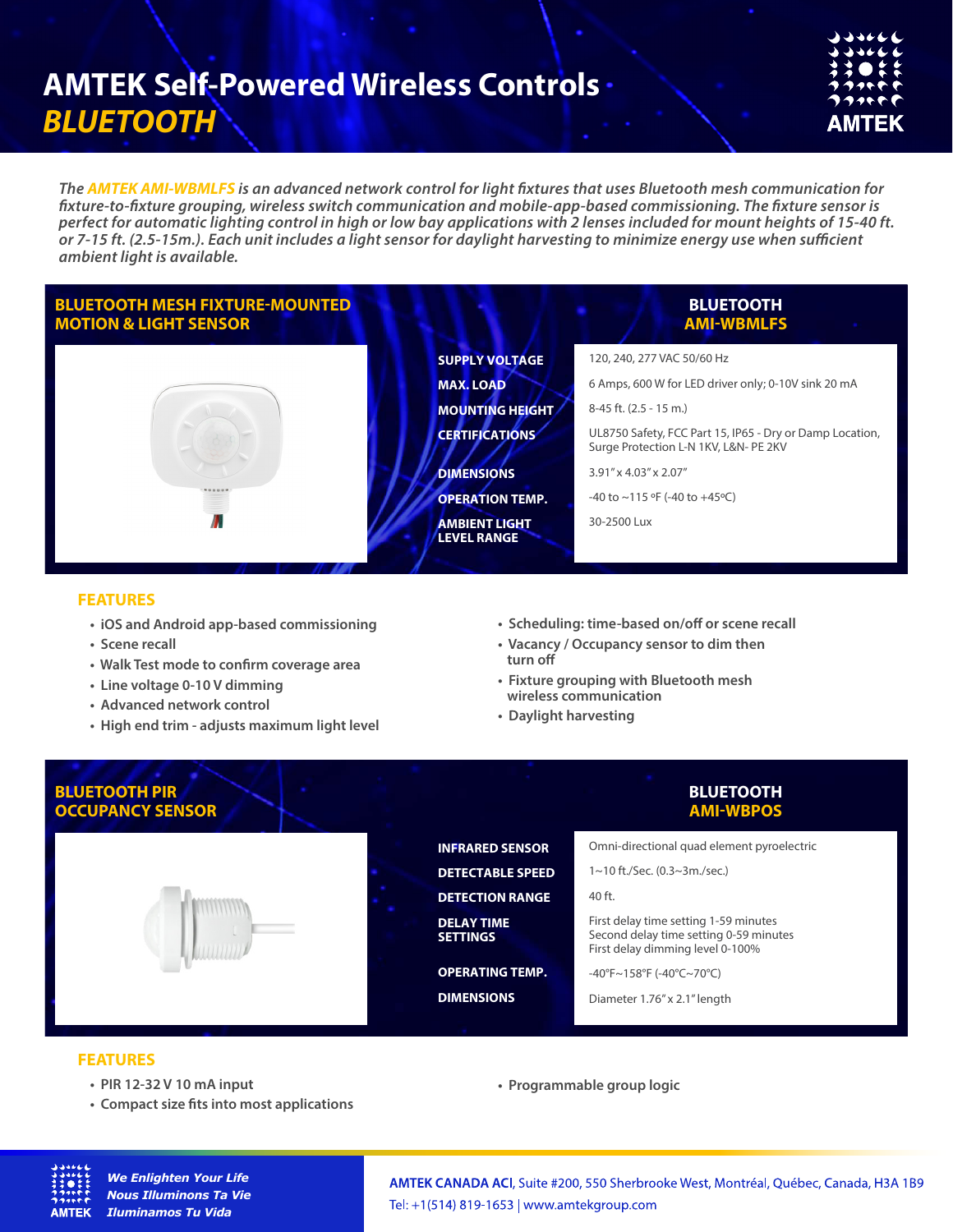# AMTEK Self-Powered Wireless Controls
## *BLUETOOTH*

*The **AMTEK AMI-WBMLFS** is an advanced network control for light fixtures that uses Bluetooth mesh communication for fixture-to-fixture grouping, wireless switch communication and mobile-app-based commissioning. The fixture sensor is perfect for automatic lighting control in high or low bay applications with 2 lenses included for mount heights of 15-40 ft. or 7-15 ft. (2.5-15m.). Each unit includes a light sensor for daylight harvesting to minimize energy use when sufficient ambient light is available.*

## BLUETOOTH MESH FIXTURE-MOUNTED MOTION & LIGHT SENSOR

| | BLUETOOTH AMI-WBMLFS |
|---|---|
| SUPPLY VOLTAGE | 120, 240, 277 VAC 50/60 Hz |
| MAX. LOAD | 6 Amps, 600 W for LED driver only; 0-10V sink 20 mA |
| MOUNTING HEIGHT | 8-45 ft. (2.5 - 15 m.) |
| CERTIFICATIONS | UL8750 Safety, FCC Part 15, IP65 - Dry or Damp Location, Surge Protection L-N 1KV, L&N- PE 2KV |
| DIMENSIONS | 3.91" x 4.03" x 2.07" |
| OPERATION TEMP. | -40 to ~115 ºF (-40 to +45ºC) |
| AMBIENT LIGHT LEVEL RANGE | 30-2500 Lux |

### FEATURES

- iOS and Android app-based commissioning
- Scene recall
- Walk Test mode to confirm coverage area
- Line voltage 0-10 V dimming
- Advanced network control
- High end trim - adjusts maximum light level
- Scheduling: time-based on/off or scene recall
- Vacancy / Occupancy sensor to dim then turn off
- Fixture grouping with Bluetooth mesh wireless communication
- Daylight harvesting

## BLUETOOTH PIR OCCUPANCY SENSOR

| | BLUETOOTH AMI-WBPOS |
|---|---|
| INFRARED SENSOR | Omni-directional quad element pyroelectric |
| DETECTABLE SPEED | 1~10 ft./Sec. (0.3~3m./sec.) |
| DETECTION RANGE | 40 ft. |
| DELAY TIME SETTINGS | First delay time setting 1-59 minutes<br>Second delay time setting 0-59 minutes<br>First delay dimming level 0-100% |
| OPERATING TEMP. | -40°F~158°F (-40°C~70°C) |
| DIMENSIONS | Diameter 1.76" x 2.1" length |

### FEATURES

- PIR 12-32 V 10 mA input
- Compact size fits into most applications
- Programmable group logic

*We Enlighten Your Life*
*Nous Illuminons Ta Vie*
*Iluminamos Tu Vida*

**AMTEK CANADA ACI**, Suite #200, 550 Sherbrooke West, Montréal, Québec, Canada, H3A 1B9
Tel: +1(514) 819-1653 | www.amtekgroup.com